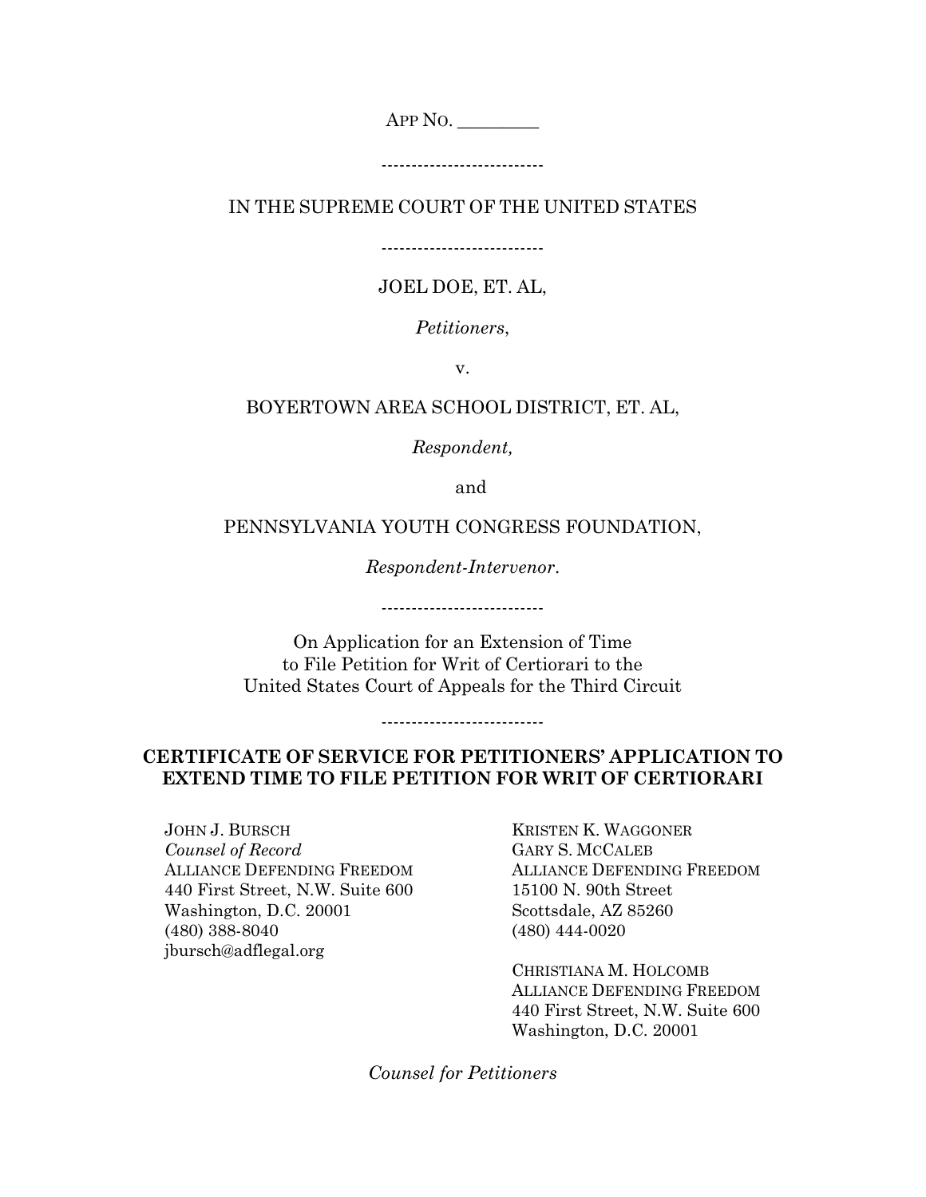APP NO. _________

--------------------------

IN THE SUPREME COURT OF THE UNITED STATES

--------------------------

JOEL DOE, ET. AL,

*Petitioners*,

v.

BOYERTOWN AREA SCHOOL DISTRICT, ET. AL,

*Respondent,*

and

PENNSYLVANIA YOUTH CONGRESS FOUNDATION,

*Respondent-Intervenor*.

--------------------------

On Application for an Extension of Time
to File Petition for Writ of Certiorari to the
United States Court of Appeals for the Third Circuit

--------------------------

**CERTIFICATE OF SERVICE FOR PETITIONERS' APPLICATION TO EXTEND TIME TO FILE PETITION FOR WRIT OF CERTIORARI**

JOHN J. BURSCH
*Counsel of Record*
ALLIANCE DEFENDING FREEDOM
440 First Street, N.W. Suite 600
Washington, D.C. 20001
(480) 388-8040
jbursch@adflegal.org

KRISTEN K. WAGGONER
GARY S. MCCALEB
ALLIANCE DEFENDING FREEDOM
15100 N. 90th Street
Scottsdale, AZ 85260
(480) 444-0020

CHRISTIANA M. HOLCOMB
ALLIANCE DEFENDING FREEDOM
440 First Street, N.W. Suite 600
Washington, D.C. 20001

*Counsel for Petitioners*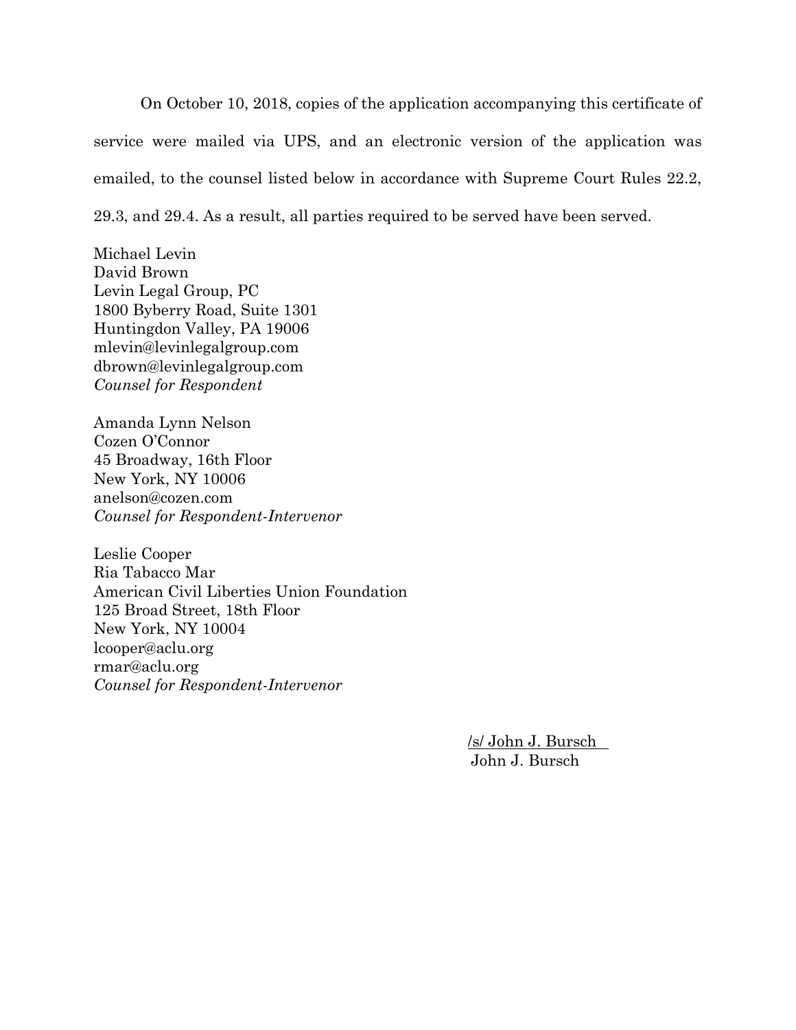On October 10, 2018, copies of the application accompanying this certificate of service were mailed via UPS, and an electronic version of the application was emailed, to the counsel listed below in accordance with Supreme Court Rules 22.2, 29.3, and 29.4. As a result, all parties required to be served have been served.

Michael Levin
David Brown
Levin Legal Group, PC
1800 Byberry Road, Suite 1301
Huntingdon Valley, PA 19006
mlevin@levinlegalgroup.com
dbrown@levinlegalgroup.com
*Counsel for Respondent*

Amanda Lynn Nelson
Cozen O'Connor
45 Broadway, 16th Floor
New York, NY 10006
anelson@cozen.com
*Counsel for Respondent-Intervenor*

Leslie Cooper
Ria Tabacco Mar
American Civil Liberties Union Foundation
125 Broad Street, 18th Floor
New York, NY 10004
lcooper@aclu.org
rmar@aclu.org
*Counsel for Respondent-Intervenor*

/s/ John J. Bursch
John J. Bursch